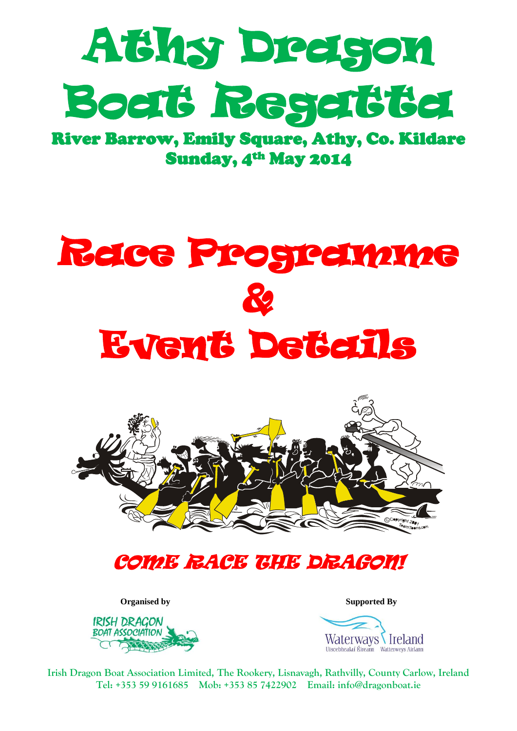# Athy Dragon Boat Regatta

**River Barrow, Emily Square, Athy, Co. Kildare**

**Sunday, 4th May 2014**

# Race Programme & Event Details

*COME RACE THE DRAGON!*

**Organised by**

IRISH DRAGON BOAT ASSOCIATION

**Supported By**

Waterways Ireland
Uiscebhealaí Éireann Watterweys Airlann

Irish Dragon Boat Association Limited, The Rookery, Lisnavagh, Rathvilly, County Carlow, Ireland
Tel: +353 59 9161685 Mob: +353 85 7422902 Email: info@dragonboat.ie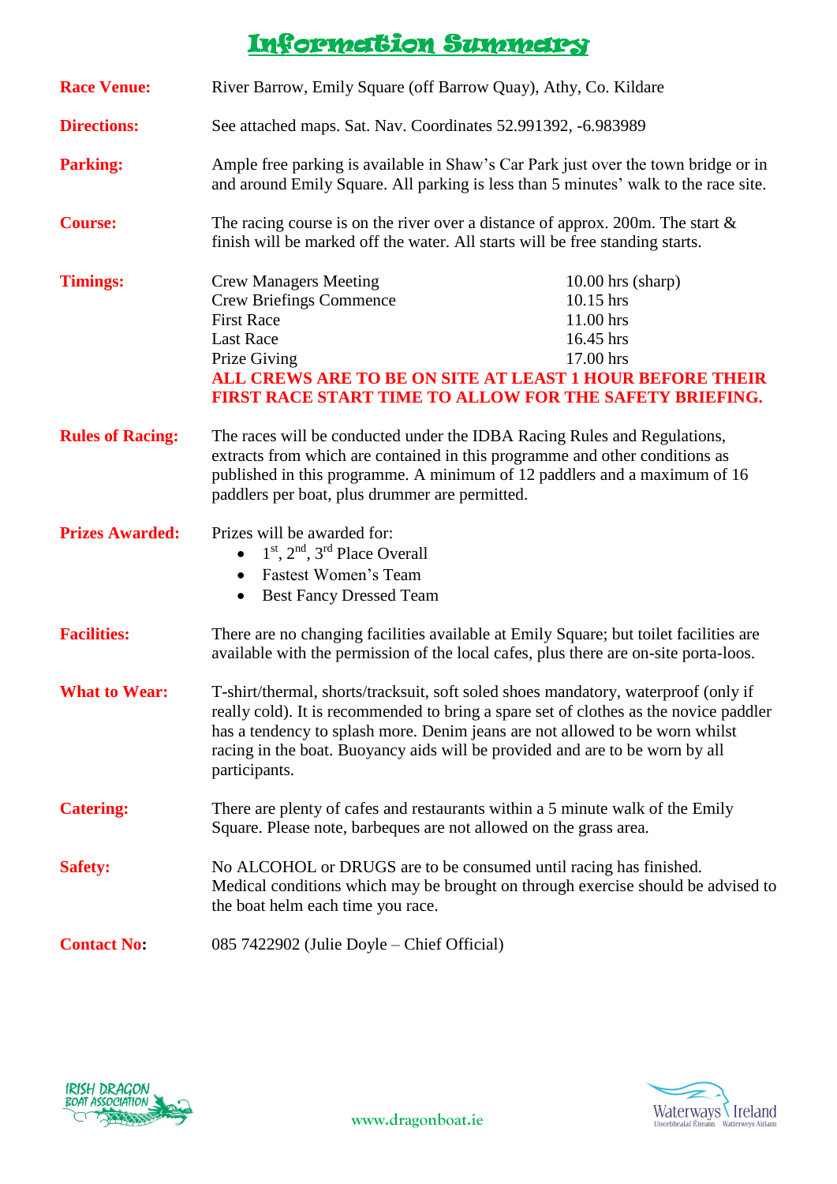# Information Summary

**Race Venue:** River Barrow, Emily Square (off Barrow Quay), Athy, Co. Kildare

**Directions:** See attached maps. Sat. Nav. Coordinates 52.991392, -6.983989

**Parking:** Ample free parking is available in Shaw's Car Park just over the town bridge or in and around Emily Square. All parking is less than 5 minutes' walk to the race site.

**Course:** The racing course is on the river over a distance of approx. 200m. The start & finish will be marked off the water. All starts will be free standing starts.

**Timings:**

| | |
|---|---|
| Crew Managers Meeting | 10.00 hrs (sharp) |
| Crew Briefings Commence | 10.15 hrs |
| First Race | 11.00 hrs |
| Last Race | 16.45 hrs |
| Prize Giving | 17.00 hrs |

**ALL CREWS ARE TO BE ON SITE AT LEAST 1 HOUR BEFORE THEIR FIRST RACE START TIME TO ALLOW FOR THE SAFETY BRIEFING.**

**Rules of Racing:** The races will be conducted under the IDBA Racing Rules and Regulations, extracts from which are contained in this programme and other conditions as published in this programme. A minimum of 12 paddlers and a maximum of 16 paddlers per boat, plus drummer are permitted.

**Prizes Awarded:** Prizes will be awarded for:

- 1st, 2nd, 3rd Place Overall
- Fastest Women's Team
- Best Fancy Dressed Team

**Facilities:** There are no changing facilities available at Emily Square; but toilet facilities are available with the permission of the local cafes, plus there are on-site porta-loos.

**What to Wear:** T-shirt/thermal, shorts/tracksuit, soft soled shoes mandatory, waterproof (only if really cold). It is recommended to bring a spare set of clothes as the novice paddler has a tendency to splash more. Denim jeans are not allowed to be worn whilst racing in the boat. Buoyancy aids will be provided and are to be worn by all participants.

**Catering:** There are plenty of cafes and restaurants within a 5 minute walk of the Emily Square. Please note, barbeques are not allowed on the grass area.

**Safety:** No ALCOHOL or DRUGS are to be consumed until racing has finished. Medical conditions which may be brought on through exercise should be advised to the boat helm each time you race.

**Contact No:** 085 7422902 (Julie Doyle – Chief Official)

IRISH DRAGON BOAT ASSOCIATION

www.dragonboat.ie

Waterways Ireland
Uiscebhealaí Éireann Watterweys Airlann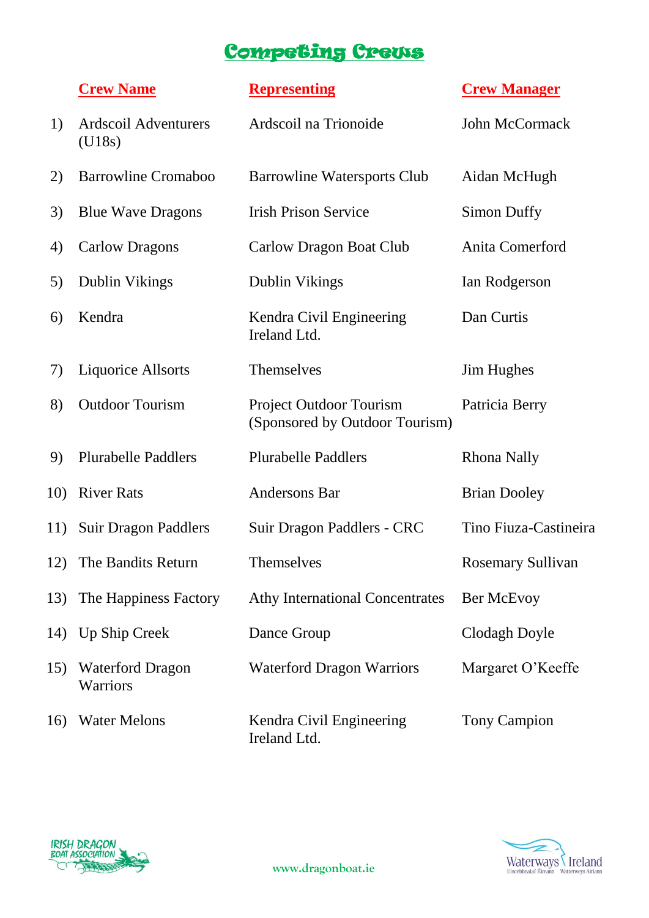# Competing Crews

| | Crew Name | Representing | Crew Manager |
|---|---|---|---|
| 1) | Ardscoil Adventurers (U18s) | Ardscoil na Trionoide | John McCormack |
| 2) | Barrowline Cromaboo | Barrowline Watersports Club | Aidan McHugh |
| 3) | Blue Wave Dragons | Irish Prison Service | Simon Duffy |
| 4) | Carlow Dragons | Carlow Dragon Boat Club | Anita Comerford |
| 5) | Dublin Vikings | Dublin Vikings | Ian Rodgerson |
| 6) | Kendra | Kendra Civil Engineering Ireland Ltd. | Dan Curtis |
| 7) | Liquorice Allsorts | Themselves | Jim Hughes |
| 8) | Outdoor Tourism | Project Outdoor Tourism (Sponsored by Outdoor Tourism) | Patricia Berry |
| 9) | Plurabelle Paddlers | Plurabelle Paddlers | Rhona Nally |
| 10) | River Rats | Andersons Bar | Brian Dooley |
| 11) | Suir Dragon Paddlers | Suir Dragon Paddlers - CRC | Tino Fiuza-Castineira |
| 12) | The Bandits Return | Themselves | Rosemary Sullivan |
| 13) | The Happiness Factory | Athy International Concentrates | Ber McEvoy |
| 14) | Up Ship Creek | Dance Group | Clodagh Doyle |
| 15) | Waterford Dragon Warriors | Waterford Dragon Warriors | Margaret O'Keeffe |
| 16) | Water Melons | Kendra Civil Engineering Ireland Ltd. | Tony Campion |

IRISH DRAGON BOAT ASSOCIATION

www.dragonboat.ie

Waterways Ireland
Uiscebhealaí Éireann Watterweys Airlann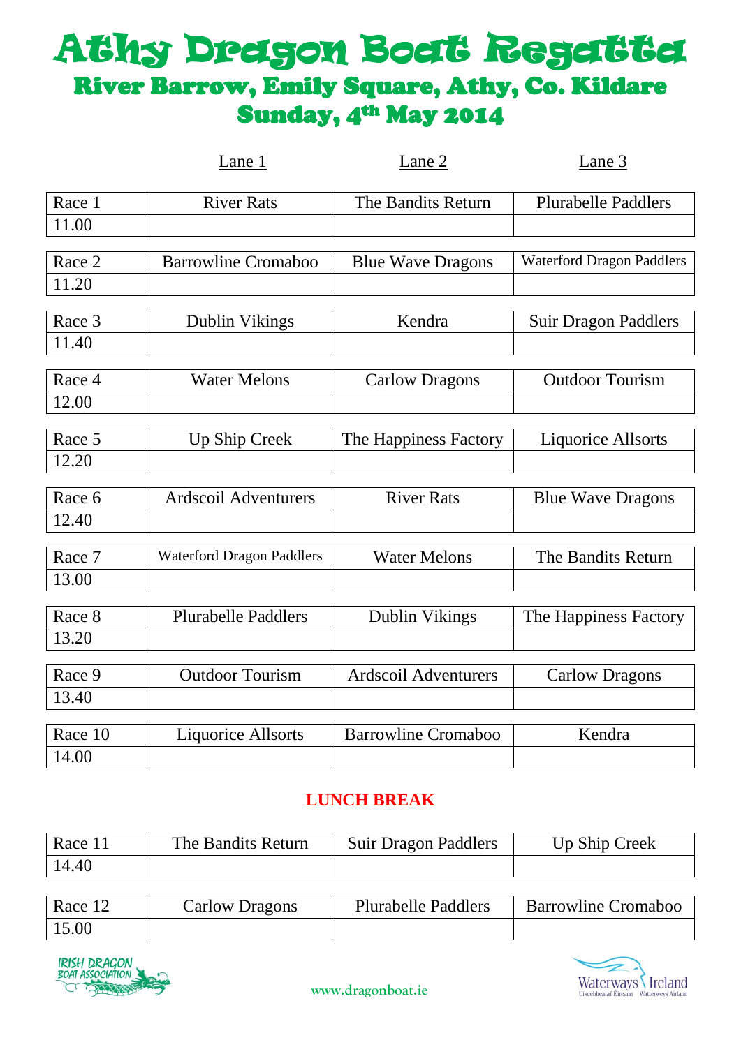# Athy Dragon Boat Regatta

## River Barrow, Emily Square, Athy, Co. Kildare

## Sunday, 4th May 2014

| | Lane 1 | Lane 2 | Lane 3 |
|---|---|---|---|
| Race 1 | River Rats | The Bandits Return | Plurabelle Paddlers |
| 11.00 | | | |
| Race 2 | Barrowline Cromaboo | Blue Wave Dragons | Waterford Dragon Paddlers |
| 11.20 | | | |
| Race 3 | Dublin Vikings | Kendra | Suir Dragon Paddlers |
| 11.40 | | | |
| Race 4 | Water Melons | Carlow Dragons | Outdoor Tourism |
| 12.00 | | | |
| Race 5 | Up Ship Creek | The Happiness Factory | Liquorice Allsorts |
| 12.20 | | | |
| Race 6 | Ardscoil Adventurers | River Rats | Blue Wave Dragons |
| 12.40 | | | |
| Race 7 | Waterford Dragon Paddlers | Water Melons | The Bandits Return |
| 13.00 | | | |
| Race 8 | Plurabelle Paddlers | Dublin Vikings | The Happiness Factory |
| 13.20 | | | |
| Race 9 | Outdoor Tourism | Ardscoil Adventurers | Carlow Dragons |
| 13.40 | | | |
| Race 10 | Liquorice Allsorts | Barrowline Cromaboo | Kendra |
| 14.00 | | | |

**LUNCH BREAK**

| | | | |
|---|---|---|---|
| Race 11 | The Bandits Return | Suir Dragon Paddlers | Up Ship Creek |
| 14.40 | | | |
| Race 12 | Carlow Dragons | Plurabelle Paddlers | Barrowline Cromaboo |
| 15.00 | | | |

IRISH DRAGON BOAT ASSOCIATION

www.dragonboat.ie

Waterways Ireland
Uiscebhealaí Éireann Watterweys Airlann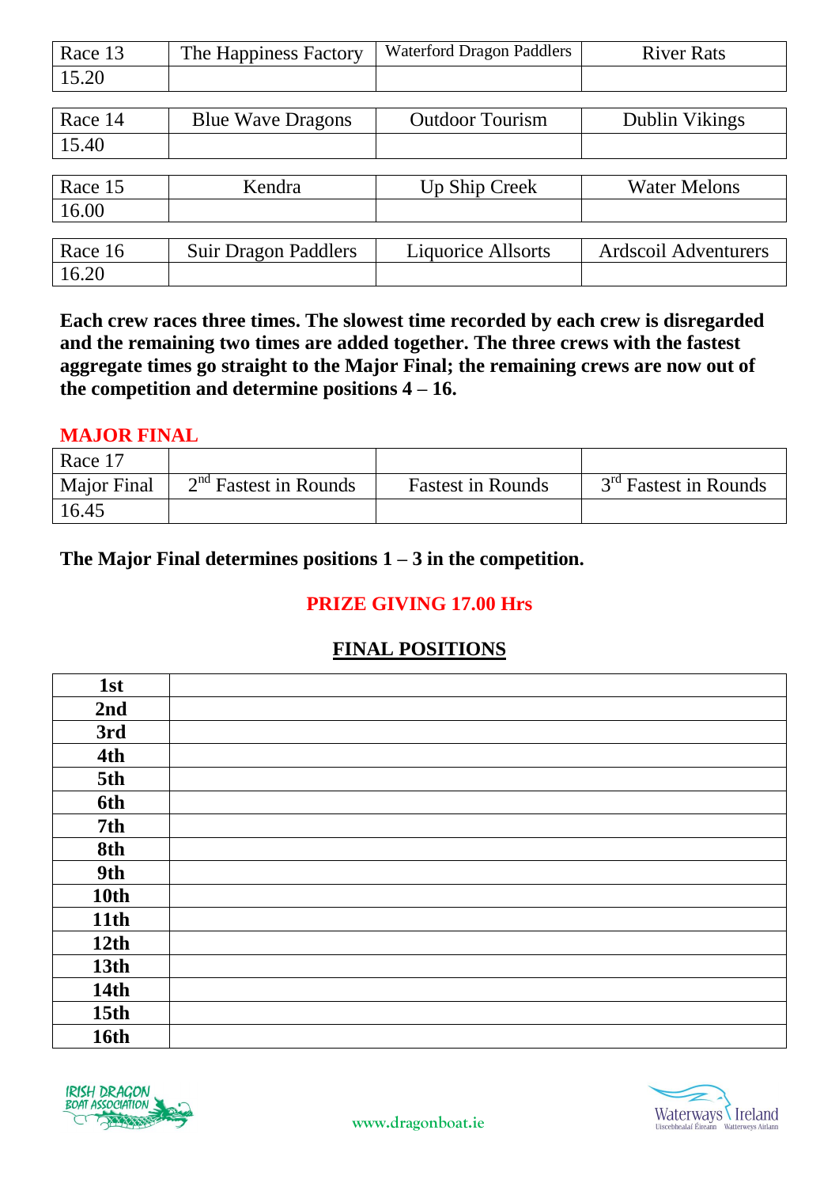| | | | |
|---|---|---|---|
| Race 13 | The Happiness Factory | Waterford Dragon Paddlers | River Rats |
| 15.20 | | | |

| | | | |
|---|---|---|---|
| Race 14 | Blue Wave Dragons | Outdoor Tourism | Dublin Vikings |
| 15.40 | | | |

| | | | |
|---|---|---|---|
| Race 15 | Kendra | Up Ship Creek | Water Melons |
| 16.00 | | | |

| | | | |
|---|---|---|---|
| Race 16 | Suir Dragon Paddlers | Liquorice Allsorts | Ardscoil Adventurers |
| 16.20 | | | |

**Each crew races three times. The slowest time recorded by each crew is disregarded and the remaining two times are added together. The three crews with the fastest aggregate times go straight to the Major Final; the remaining crews are now out of the competition and determine positions 4 – 16.**

## MAJOR FINAL

| | | | |
|---|---|---|---|
| Race 17 | | | |
| Major Final | 2nd Fastest in Rounds | Fastest in Rounds | 3rd Fastest in Rounds |
| 16.45 | | | |

**The Major Final determines positions 1 – 3 in the competition.**

## PRIZE GIVING 17.00 Hrs

## FINAL POSITIONS

| | |
|---|---|
| **1st** | |
| **2nd** | |
| **3rd** | |
| **4th** | |
| **5th** | |
| **6th** | |
| **7th** | |
| **8th** | |
| **9th** | |
| **10th** | |
| **11th** | |
| **12th** | |
| **13th** | |
| **14th** | |
| **15th** | |
| **16th** | |

IRISH DRAGON BOAT ASSOCIATION

www.dragonboat.ie

Waterways Ireland
Uiscebhealaí Éireann Watterweys Airlann